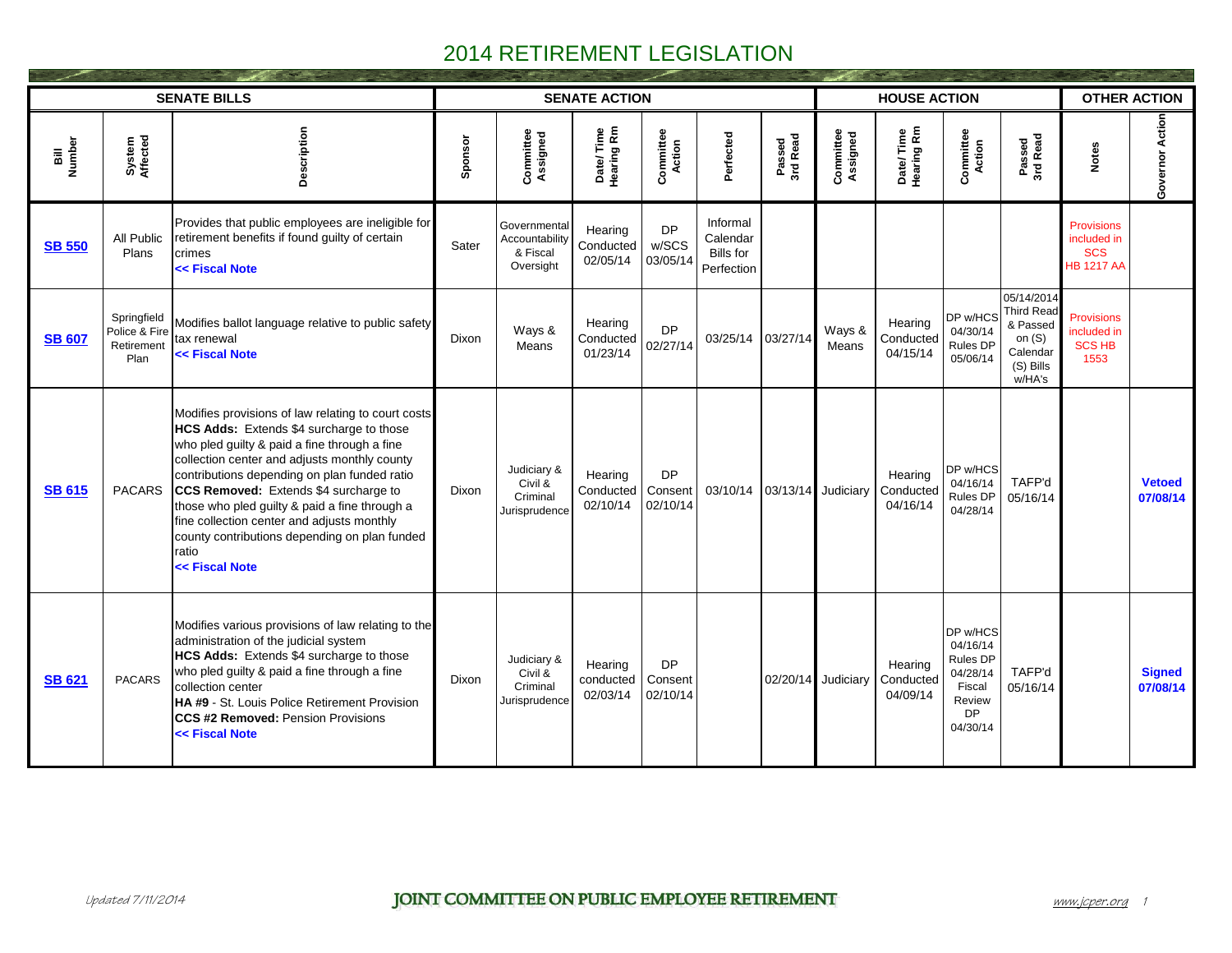# 2014 RETIREMENT LEGISLATION

| SENATE BILLS | | | SENATE ACTION | | | | | | HOUSE ACTION | | | | OTHER ACTION | |
|---|---|---|---|---|---|---|---|---|---|---|---|---|---|---|
| Bill Number | System Affected | Description | Sponsor | Committee Assigned | Date/ Time Hearing Rm | Committee Action | Perfected | Passed 3rd Read | Committee Assigned | Date/ Time Hearing Rm | Committee Action | Passed 3rd Read | Notes | Governor Action |
| **SB 550** | All Public Plans | Provides that public employees are ineligible for retirement benefits if found guilty of certain crimes **<< Fiscal Note** | Sater | Governmental Accountability & Fiscal Oversight | Hearing Conducted 02/05/14 | DP w/SCS 03/05/14 | Informal Calendar Bills for Perfection | | | | | | Provisions included in SCS HB 1217 AA | |
| **SB 607** | Springfield Police & Fire Retirement Plan | Modifies ballot language relative to public safety tax renewal **<< Fiscal Note** | Dixon | Ways & Means | Hearing Conducted 01/23/14 | DP 02/27/14 | 03/25/14 | 03/27/14 | Ways & Means | Hearing Conducted 04/15/14 | DP w/HCS 04/30/14 Rules DP 05/06/14 | 05/14/2014 Third Read & Passed on (S) Calendar (S) Bills w/HA's | Provisions included in SCS HB 1553 | |
| **SB 615** | PACARS | Modifies provisions of law relating to court costs **HCS Adds:** Extends $4 surcharge to those who pled guilty & paid a fine through a fine collection center and adjusts monthly county contributions depending on plan funded ratio **CCS Removed:** Extends $4 surcharge to those who pled guilty & paid a fine through a fine collection center and adjusts monthly county contributions depending on plan funded ratio **<< Fiscal Note** | Dixon | Judiciary & Civil & Criminal Jurisprudence | Hearing Conducted 02/10/14 | DP Consent 02/10/14 | 03/10/14 | 03/13/14 | Judiciary | Hearing Conducted 04/16/14 | DP w/HCS 04/16/14 Rules DP 04/28/14 | TAFP'd 05/16/14 | | **Vetoed 07/08/14** |
| **SB 621** | PACARS | Modifies various provisions of law relating to the administration of the judicial system **HCS Adds:** Extends $4 surcharge to those who pled guilty & paid a fine through a fine collection center **HA #9** - St. Louis Police Retirement Provision **CCS #2 Removed:** Pension Provisions **<< Fiscal Note** | Dixon | Judiciary & Civil & Criminal Jurisprudence | Hearing conducted 02/03/14 | DP Consent 02/10/14 | | 02/20/14 | Judiciary | Hearing Conducted 04/09/14 | DP w/HCS 04/16/14 Rules DP 04/28/14 Fiscal Review DP 04/30/14 | TAFP'd 05/16/14 | | **Signed 07/08/14** |

Updated 7/11/2014

JOINT COMMITTEE ON PUBLIC EMPLOYEE RETIREMENT

www.jcper.org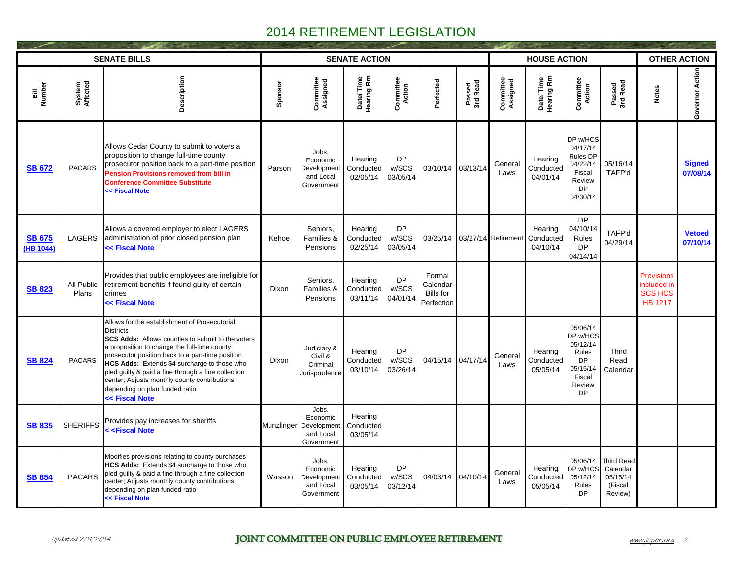# 2014 RETIREMENT LEGISLATION

| SENATE BILLS | | | SENATE ACTION | | | | | | HOUSE ACTION | | | | OTHER ACTION | |
|---|---|---|---|---|---|---|---|---|---|---|---|---|---|---|
| Bill Number | System Affected | Description | Sponsor | Committee Assigned | Date/ Time Hearing Rm | Committee Action | Perfected | Passed 3rd Read | Committee Assigned | Date/ Time Hearing Rm | Committee Action | Passed 3rd Read | Notes | Governor Action |
| **SB 672** | PACARS | Allows Cedar County to submit to voters a proposition to change full-time county prosecutor position back to a part-time position **Pension Provisions removed from bill in Conference Committee Substitute** **<< Fiscal Note** | Parson | Jobs, Economic Development and Local Government | Hearing Conducted 02/05/14 | DP w/SCS 03/05/14 | 03/10/14 | 03/13/14 | General Laws | Hearing Conducted 04/01/14 | DP w/HCS 04/17/14 Rules DP 04/22/14 Fiscal Review DP 04/30/14 | 05/16/14 TAFP'd | | **Signed 07/08/14** |
| **SB 675 (HB 1044)** | LAGERS | Allows a covered employer to elect LAGERS administration of prior closed pension plan **<< Fiscal Note** | Kehoe | Seniors, Families & Pensions | Hearing Conducted 02/25/14 | DP w/SCS 03/05/14 | 03/25/14 | 03/27/14 | Retirement | Hearing Conducted 04/10/14 | DP 04/10/14 Rules DP 04/14/14 | TAFP'd 04/29/14 | | **Vetoed 07/10/14** |
| **SB 823** | All Public Plans | Provides that public employees are ineligible for retirement benefits if found guilty of certain crimes **<< Fiscal Note** | Dixon | Seniors, Families & Pensions | Hearing Conducted 03/11/14 | DP w/SCS 04/01/14 | Formal Calendar Bills for Perfection | | | | | | Provisions included in SCS HCS HB 1217 | |
| **SB 824** | PACARS | Allows for the establishment of Prosecutorial Districts **SCS Adds:** Allows counties to submit to the voters a proposition to change the full-time county prosecutor position back to a part-time position **HCS Adds:** Extends $4 surcharge to those who pled guilty & paid a fine through a fine collection center; Adjusts monthly county contributions depending on plan funded ratio **<< Fiscal Note** | Dixon | Judiciary & Civil & Criminal Jurisprudence | Hearing Conducted 03/10/14 | DP w/SCS 03/26/14 | 04/15/14 | 04/17/14 | General Laws | Hearing Conducted 05/05/14 | 05/06/14 DP w/HCS 05/12/14 Rules DP 05/15/14 Fiscal Review DP | Third Read Calendar | | |
| **SB 835** | SHERIFFS' | Provides pay increases for sheriffs **< <Fiscal Note** | Munzlinger | Jobs, Economic Development and Local Government | Hearing Conducted 03/05/14 | | | | | | | | | |
| **SB 854** | PACARS | Modifies provisions relating to county purchases **HCS Adds:** Extends $4 surcharge to those who pled guilty & paid a fine through a fine collection center; Adjusts monthly county contributions depending on plan funded ratio **<< Fiscal Note** | Wasson | Jobs, Economic Development and Local Government | Hearing Conducted 03/05/14 | DP w/SCS 03/12/14 | 04/03/14 | 04/10/14 | General Laws | Hearing Conducted 05/05/14 | 05/06/14 DP w/HCS 05/12/14 Rules DP | Third Read Calendar 05/15/14 (Fiscal Review) | | |

*Updated 7/11/2014* JOINT COMMITTEE ON PUBLIC EMPLOYEE RETIREMENT www.jcper.org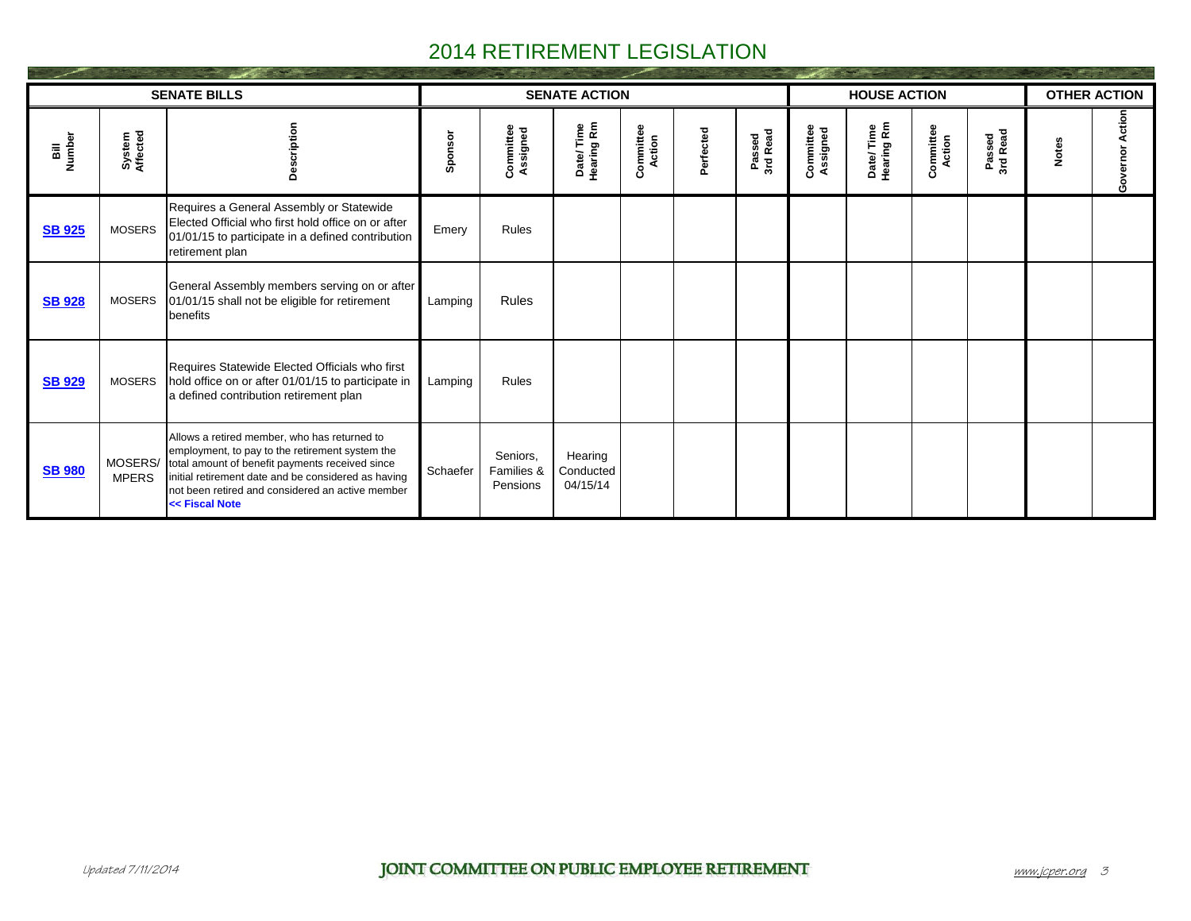# 2014 RETIREMENT LEGISLATION

| SENATE BILLS | | | SENATE ACTION | | | | | | HOUSE ACTION | | | | OTHER ACTION | |
|---|---|---|---|---|---|---|---|---|---|---|---|---|---|---|
| Bill Number | System Affected | Description | Sponsor | Committee Assigned | Date/ Time Hearing Rm | Committee Action | Perfected | Passed 3rd Read | Committee Assigned | Date/ Time Hearing Rm | Committee Action | Passed 3rd Read | Notes | Governor Action |
| **SB 925** | MOSERS | Requires a General Assembly or Statewide Elected Official who first hold office on or after 01/01/15 to participate in a defined contribution retirement plan | Emery | Rules | | | | | | | | | | |
| **SB 928** | MOSERS | General Assembly members serving on or after 01/01/15 shall not be eligible for retirement benefits | Lamping | Rules | | | | | | | | | | |
| **SB 929** | MOSERS | Requires Statewide Elected Officials who first hold office on or after 01/01/15 to participate in a defined contribution retirement plan | Lamping | Rules | | | | | | | | | | |
| **SB 980** | MOSERS/ MPERS | Allows a retired member, who has returned to employment, to pay to the retirement system the total amount of benefit payments received since initial retirement date and be considered as having not been retired and considered an active member **<< Fiscal Note** | Schaefer | Seniors, Families & Pensions | Hearing Conducted 04/15/14 | | | | | | | | | |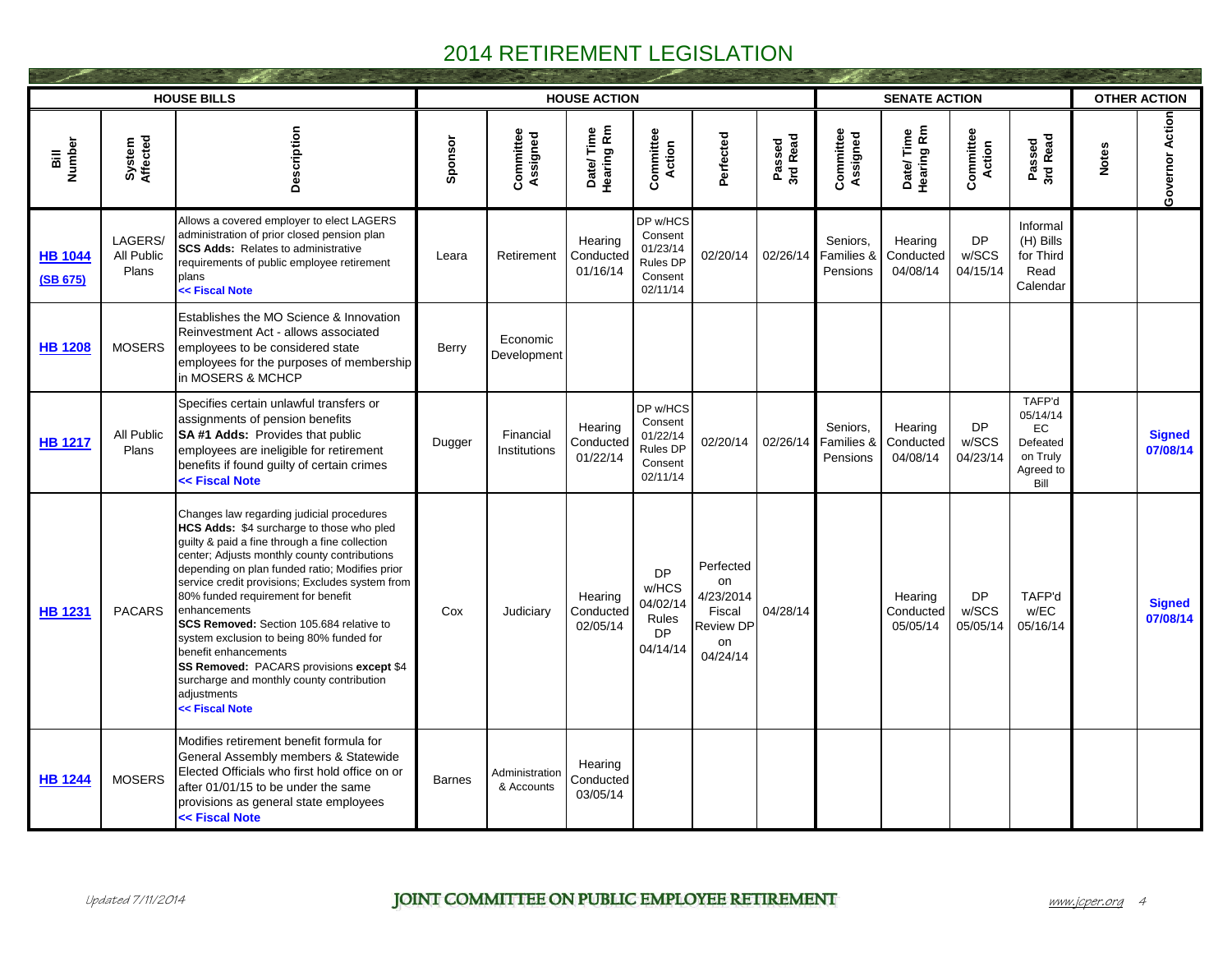# 2014 RETIREMENT LEGISLATION

| HOUSE BILLS | | | HOUSE ACTION | | | | | | SENATE ACTION | | | | OTHER ACTION | |
|---|---|---|---|---|---|---|---|---|---|---|---|---|---|---|
| Bill Number | System Affected | Description | Sponsor | Committee Assigned | Date/ Time Hearing Rm | Committee Action | Perfected | Passed 3rd Read | Committee Assigned | Date/ Time Hearing Rm | Committee Action | Passed 3rd Read | Notes | Governor Action |
| **HB 1044** **(SB 675)** | LAGERS/ All Public Plans | Allows a covered employer to elect LAGERS administration of prior closed pension plan **SCS Adds:** Relates to administrative requirements of public employee retirement plans **<< Fiscal Note** | Leara | Retirement | Hearing Conducted 01/16/14 | DP w/HCS Consent 01/23/14 Rules DP Consent 02/11/14 | 02/20/14 | 02/26/14 | Seniors, Families & Pensions | Hearing Conducted 04/08/14 | DP w/SCS 04/15/14 | Informal (H) Bills for Third Read Calendar | | |
| **HB 1208** | MOSERS | Establishes the MO Science & Innovation Reinvestment Act - allows associated employees to be considered state employees for the purposes of membership in MOSERS & MCHCP | Berry | Economic Development | | | | | | | | | | |
| **HB 1217** | All Public Plans | Specifies certain unlawful transfers or assignments of pension benefits **SA #1 Adds:** Provides that public employees are ineligible for retirement benefits if found guilty of certain crimes **<< Fiscal Note** | Dugger | Financial Institutions | Hearing Conducted 01/22/14 | DP w/HCS Consent 01/22/14 Rules DP Consent 02/11/14 | 02/20/14 | 02/26/14 | Seniors, Families & Pensions | Hearing Conducted 04/08/14 | DP w/SCS 04/23/14 | TAFP'd 05/14/14 EC Defeated on Truly Agreed to Bill | | **Signed 07/08/14** |
| **HB 1231** | PACARS | Changes law regarding judicial procedures **HCS Adds:** $4 surcharge to those who pled guilty & paid a fine through a fine collection center; Adjusts monthly county contributions depending on plan funded ratio; Modifies prior service credit provisions; Excludes system from 80% funded requirement for benefit enhancements **SCS Removed:** Section 105.684 relative to system exclusion to being 80% funded for benefit enhancements **SS Removed:** PACARS provisions **except** $4 surcharge and monthly county contribution adjustments **<< Fiscal Note** | Cox | Judiciary | Hearing Conducted 02/05/14 | DP w/HCS 04/02/14 Rules DP 04/14/14 | Perfected on 4/23/2014 Fiscal Review DP on 04/24/14 | 04/28/14 | | Hearing Conducted 05/05/14 | DP w/SCS 05/05/14 | TAFP'd w/EC 05/16/14 | | **Signed 07/08/14** |
| **HB 1244** | MOSERS | Modifies retirement benefit formula for General Assembly members & Statewide Elected Officials who first hold office on or after 01/01/15 to be under the same provisions as general state employees **<< Fiscal Note** | Barnes | Administration & Accounts | Hearing Conducted 03/05/14 | | | | | | | | | |

*Updated 7/11/2014*

**JOINT COMMITTEE ON PUBLIC EMPLOYEE RETIREMENT** www.jcper.org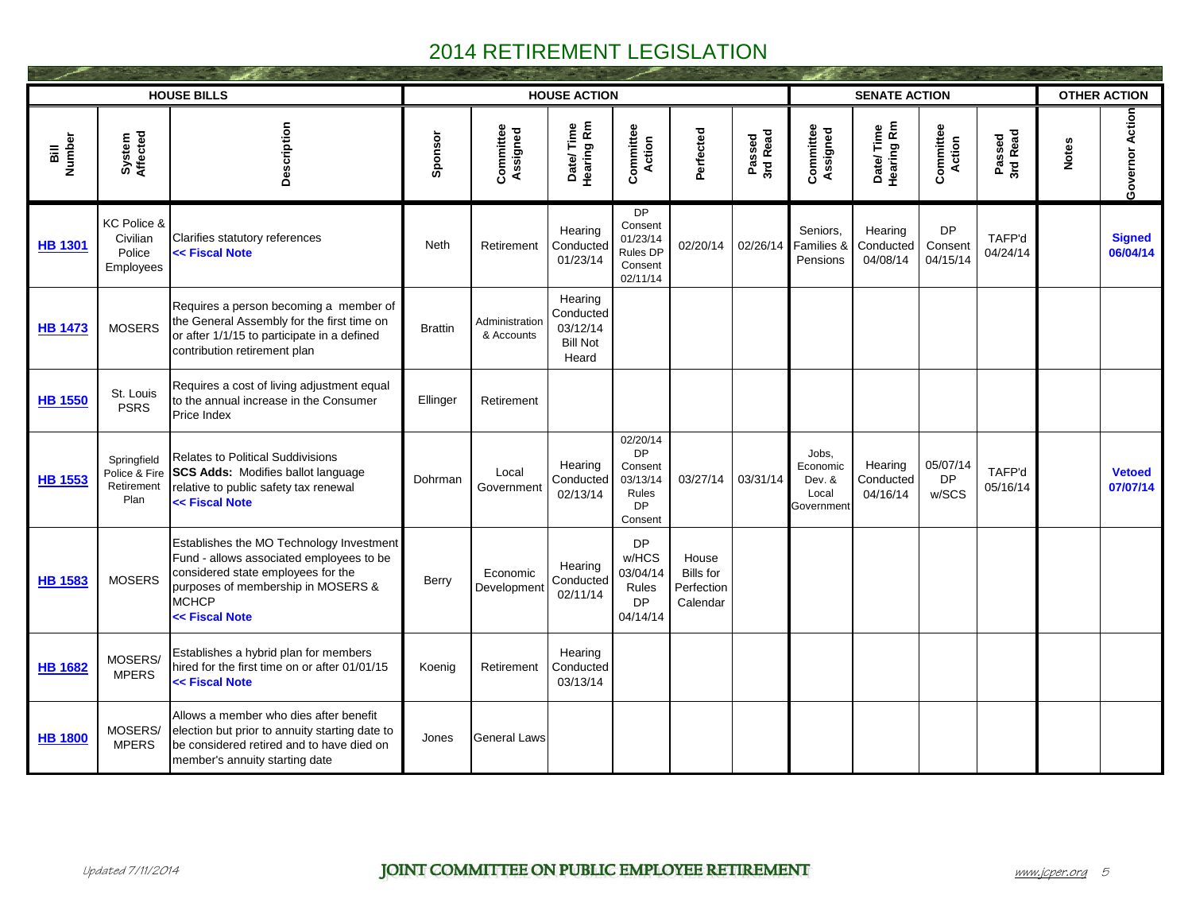# 2014 RETIREMENT LEGISLATION

| HOUSE BILLS | | | HOUSE ACTION | | | | | | SENATE ACTION | | | | OTHER ACTION | |
|---|---|---|---|---|---|---|---|---|---|---|---|---|---|---|
| Bill Number | System Affected | Description | Sponsor | Committee Assigned | Date/ Time Hearing Rm | Committee Action | Perfected | Passed 3rd Read | Committee Assigned | Date/ Time Hearing Rm | Committee Action | Passed 3rd Read | Notes | Governor Action |
| **HB 1301** | KC Police & Civilian Police Employees | Clarifies statutory references **<< Fiscal Note** | Neth | Retirement | Hearing Conducted 01/23/14 | DP Consent 01/23/14 Rules DP Consent 02/11/14 | 02/20/14 | 02/26/14 | Seniors, Families & Pensions | Hearing Conducted 04/08/14 | DP Consent 04/15/14 | TAFP'd 04/24/14 | | **Signed 06/04/14** |
| **HB 1473** | MOSERS | Requires a person becoming a member of the General Assembly for the first time on or after 1/1/15 to participate in a defined contribution retirement plan | Brattin | Administration & Accounts | Hearing Conducted 03/12/14 Bill Not Heard | | | | | | | | | |
| **HB 1550** | St. Louis PSRS | Requires a cost of living adjustment equal to the annual increase in the Consumer Price Index | Ellinger | Retirement | | | | | | | | | | |
| **HB 1553** | Springfield Police & Fire Retirement Plan | Relates to Political Suddivisions **SCS Adds:** Modifies ballot language relative to public safety tax renewal **<< Fiscal Note** | Dohrman | Local Government | Hearing Conducted 02/13/14 | 02/20/14 DP Consent 03/13/14 Rules DP Consent | 03/27/14 | 03/31/14 | Jobs, Economic Dev. & Local Government | Hearing Conducted 04/16/14 | 05/07/14 DP w/SCS | TAFP'd 05/16/14 | | **Vetoed 07/07/14** |
| **HB 1583** | MOSERS | Establishes the MO Technology Investment Fund - allows associated employees to be considered state employees for the purposes of membership in MOSERS & MCHCP **<< Fiscal Note** | Berry | Economic Development | Hearing Conducted 02/11/14 | DP w/HCS 03/04/14 Rules DP 04/14/14 | House Bills for Perfection Calendar | | | | | | | |
| **HB 1682** | MOSERS/ MPERS | Establishes a hybrid plan for members hired for the first time on or after 01/01/15 **<< Fiscal Note** | Koenig | Retirement | Hearing Conducted 03/13/14 | | | | | | | | | |
| **HB 1800** | MOSERS/ MPERS | Allows a member who dies after benefit election but prior to annuity starting date to be considered retired and to have died on member's annuity starting date | Jones | General Laws | | | | | | | | | | |

*Updated 7/11/2014*

**JOINT COMMITTEE ON PUBLIC EMPLOYEE RETIREMENT**

www.jcper.org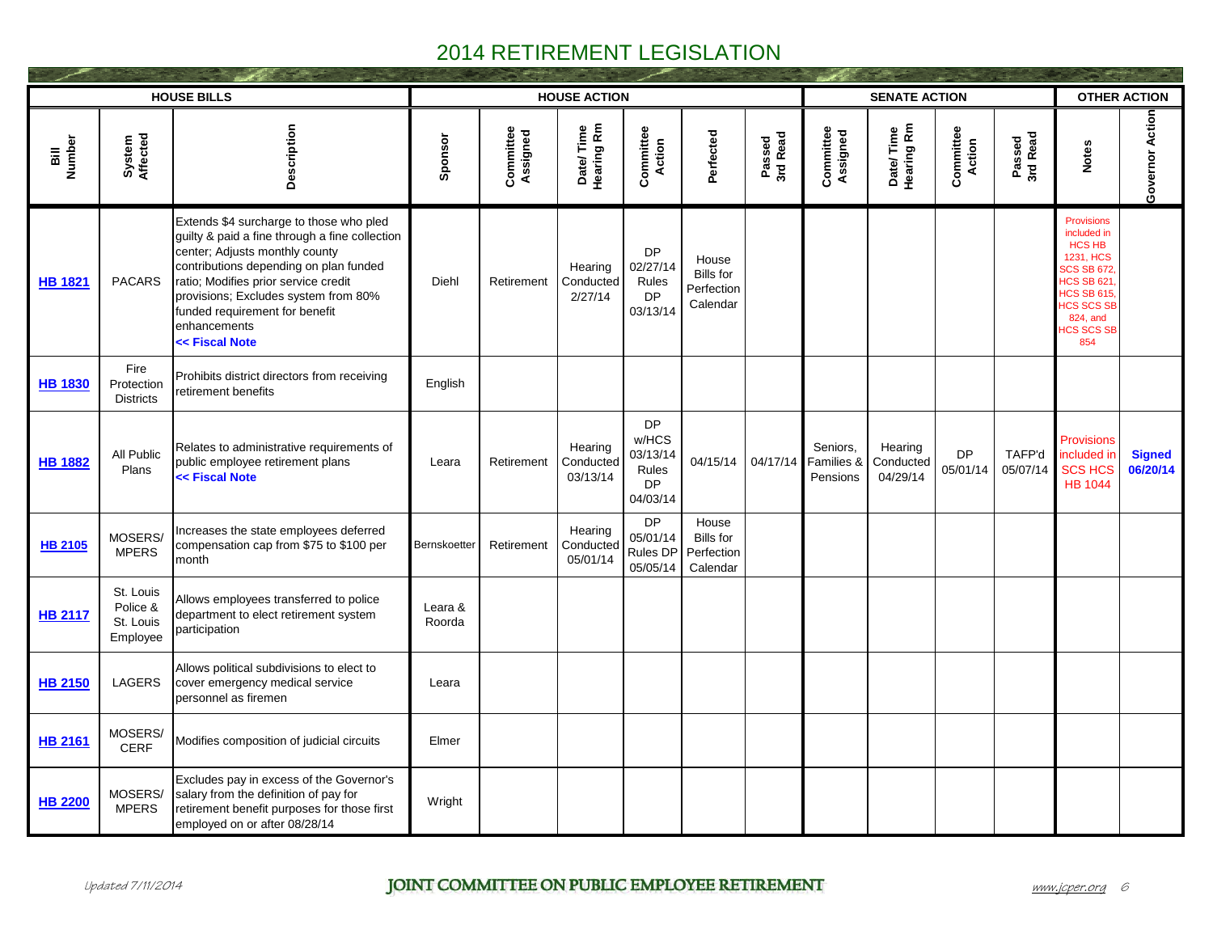# 2014 RETIREMENT LEGISLATION

| HOUSE BILLS | | | HOUSE ACTION | | | | | | SENATE ACTION | | | | OTHER ACTION | |
|---|---|---|---|---|---|---|---|---|---|---|---|---|---|---|
| Bill Number | System Affected | Description | Sponsor | Committee Assigned | Date/ Time Hearing Rm | Committee Action | Perfected | Passed 3rd Read | Committee Assigned | Date/ Time Hearing Rm | Committee Action | Passed 3rd Read | Notes | Governor Action |
| **HB 1821** | PACARS | Extends $4 surcharge to those who pled guilty & paid a fine through a fine collection center; Adjusts monthly county contributions depending on plan funded ratio; Modifies prior service credit provisions; Excludes system from 80% funded requirement for benefit enhancements **<< Fiscal Note** | Diehl | Retirement | Hearing Conducted 2/27/14 | DP 02/27/14 Rules DP 03/13/14 | House Bills for Perfection Calendar | | | | | | Provisions included in HCS HB 1231, HCS SCS SB 672, HCS SB 621, HCS SB 615, HCS SCS SB 824, and HCS SCS SB 854 | |
| **HB 1830** | Fire Protection Districts | Prohibits district directors from receiving retirement benefits | English | | | | | | | | | | | |
| **HB 1882** | All Public Plans | Relates to administrative requirements of public employee retirement plans **<< Fiscal Note** | Leara | Retirement | Hearing Conducted 03/13/14 | DP w/HCS 03/13/14 Rules DP 04/03/14 | 04/15/14 | 04/17/14 | Seniors, Families & Pensions | Hearing Conducted 04/29/14 | DP 05/01/14 | TAFP'd 05/07/14 | Provisions included in SCS HCS HB 1044 | **Signed 06/20/14** |
| **HB 2105** | MOSERS/ MPERS | Increases the state employees deferred compensation cap from $75 to $100 per month | Bernskoetter | Retirement | Hearing Conducted 05/01/14 | DP 05/01/14 Rules DP 05/05/14 | House Bills for Perfection Calendar | | | | | | | |
| **HB 2117** | St. Louis Police & St. Louis Employee | Allows employees transferred to police department to elect retirement system participation | Leara & Roorda | | | | | | | | | | | |
| **HB 2150** | LAGERS | Allows political subdivisions to elect to cover emergency medical service personnel as firemen | Leara | | | | | | | | | | | |
| **HB 2161** | MOSERS/ CERF | Modifies composition of judicial circuits | Elmer | | | | | | | | | | | |
| **HB 2200** | MOSERS/ MPERS | Excludes pay in excess of the Governor's salary from the definition of pay for retirement benefit purposes for those first employed on or after 08/28/14 | Wright | | | | | | | | | | | |

Updated 7/11/2014 JOINT COMMITTEE ON PUBLIC EMPLOYEE RETIREMENT www.jcper.org